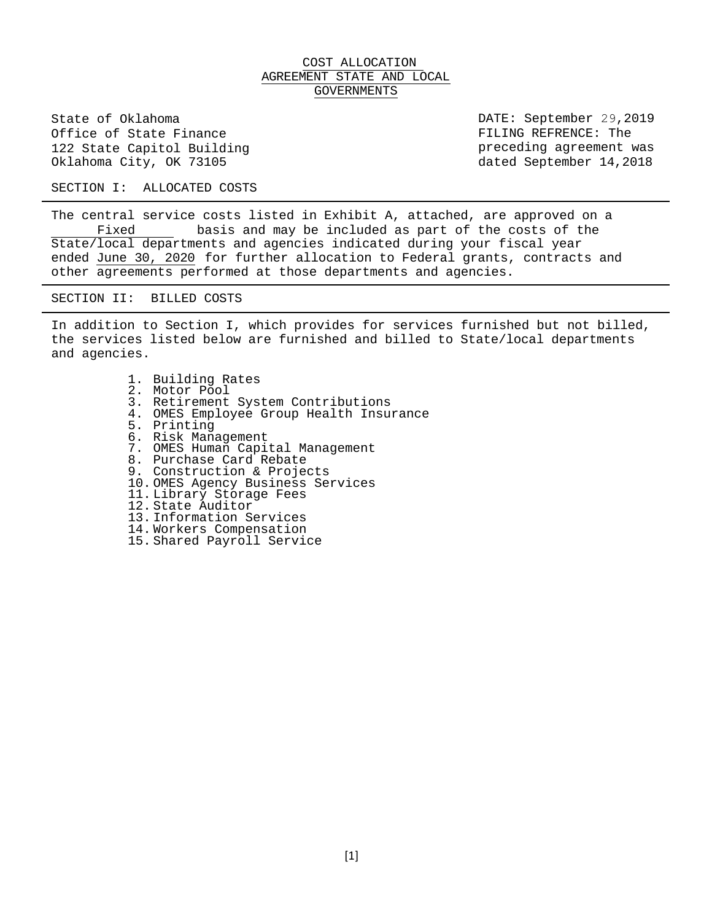# COST ALLOCATION AGREEMENT STATE AND LOCAL GOVERNMENTS

State of Oklahoma
Office of State Finance
122 State Capitol Building
Oklahoma City, OK 73105

DATE: September 29,2019
FILING REFRENCE: The preceding agreement was dated September 14,2018

SECTION I: ALLOCATED COSTS

The central service costs listed in Exhibit A, attached, are approved on a Fixed basis and may be included as part of the costs of the State/local departments and agencies indicated during your fiscal year ended June 30, 2020 for further allocation to Federal grants, contracts and other agreements performed at those departments and agencies.

SECTION II: BILLED COSTS

In addition to Section I, which provides for services furnished but not billed, the services listed below are furnished and billed to State/local departments and agencies.

1. Building Rates
2. Motor Pool
3. Retirement System Contributions
4. OMES Employee Group Health Insurance
5. Printing
6. Risk Management
7. OMES Human Capital Management
8. Purchase Card Rebate
9. Construction & Projects
10. OMES Agency Business Services
11. Library Storage Fees
12. State Auditor
13. Information Services
14. Workers Compensation
15. Shared Payroll Service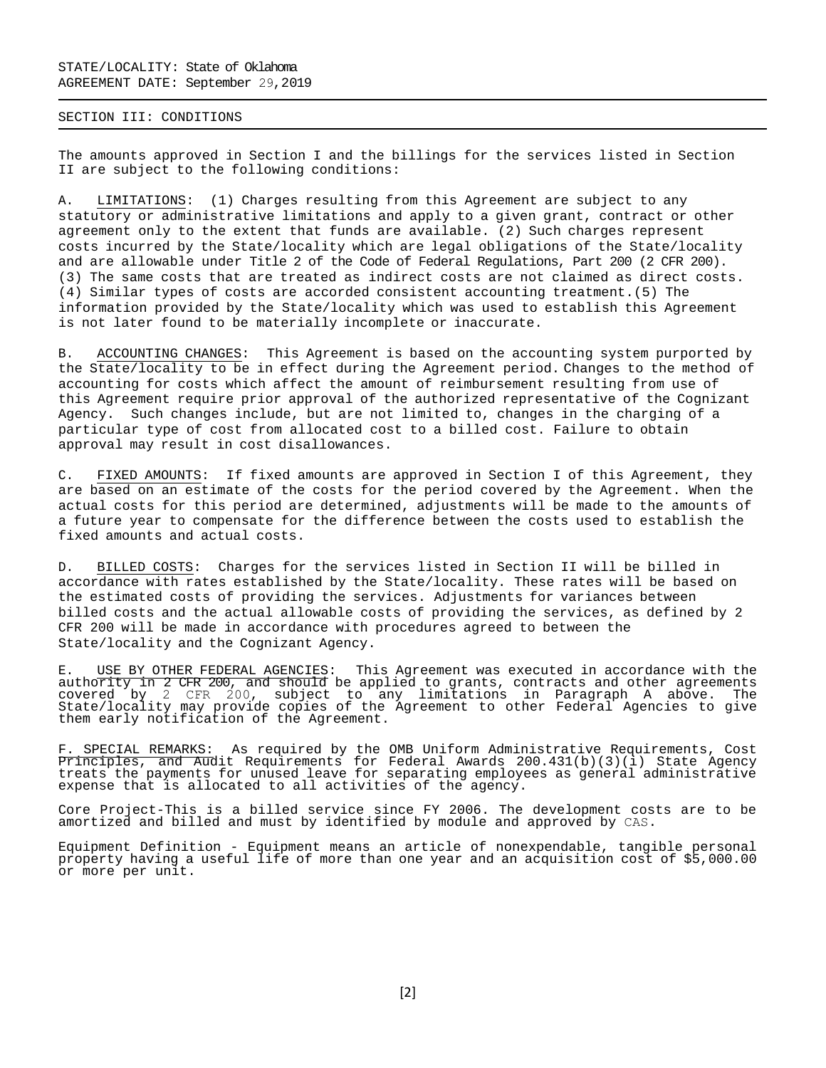STATE/LOCALITY: State of Oklahoma
AGREEMENT DATE: September 29,2019

## SECTION III: CONDITIONS

The amounts approved in Section I and the billings for the services listed in Section II are subject to the following conditions:

A. LIMITATIONS: (1) Charges resulting from this Agreement are subject to any statutory or administrative limitations and apply to a given grant, contract or other agreement only to the extent that funds are available. (2) Such charges represent costs incurred by the State/locality which are legal obligations of the State/locality and are allowable under Title 2 of the Code of Federal Regulations, Part 200 (2 CFR 200). (3) The same costs that are treated as indirect costs are not claimed as direct costs. (4) Similar types of costs are accorded consistent accounting treatment.(5) The information provided by the State/locality which was used to establish this Agreement is not later found to be materially incomplete or inaccurate.

B. ACCOUNTING CHANGES: This Agreement is based on the accounting system purported by the State/locality to be in effect during the Agreement period. Changes to the method of accounting for costs which affect the amount of reimbursement resulting from use of this Agreement require prior approval of the authorized representative of the Cognizant Agency. Such changes include, but are not limited to, changes in the charging of a particular type of cost from allocated cost to a billed cost. Failure to obtain approval may result in cost disallowances.

C. FIXED AMOUNTS: If fixed amounts are approved in Section I of this Agreement, they are based on an estimate of the costs for the period covered by the Agreement. When the actual costs for this period are determined, adjustments will be made to the amounts of a future year to compensate for the difference between the costs used to establish the fixed amounts and actual costs.

D. BILLED COSTS: Charges for the services listed in Section II will be billed in accordance with rates established by the State/locality. These rates will be based on the estimated costs of providing the services. Adjustments for variances between billed costs and the actual allowable costs of providing the services, as defined by 2 CFR 200 will be made in accordance with procedures agreed to between the State/locality and the Cognizant Agency.

E. USE BY OTHER FEDERAL AGENCIES: This Agreement was executed in accordance with the authority in 2 CFR 200, and should be applied to grants, contracts and other agreements covered by 2 CFR 200, subject to any limitations in Paragraph A above. The State/locality may provide copies of the Agreement to other Federal Agencies to give them early notification of the Agreement.

F. SPECIAL REMARKS: As required by the OMB Uniform Administrative Requirements, Cost Principles, and Audit Requirements for Federal Awards 200.431(b)(3)(i) State Agency treats the payments for unused leave for separating employees as general administrative expense that is allocated to all activities of the agency.

Core Project-This is a billed service since FY 2006. The development costs are to be amortized and billed and must by identified by module and approved by CAS.

Equipment Definition - Equipment means an article of nonexpendable, tangible personal property having a useful life of more than one year and an acquisition cost of $5,000.00 or more per unit.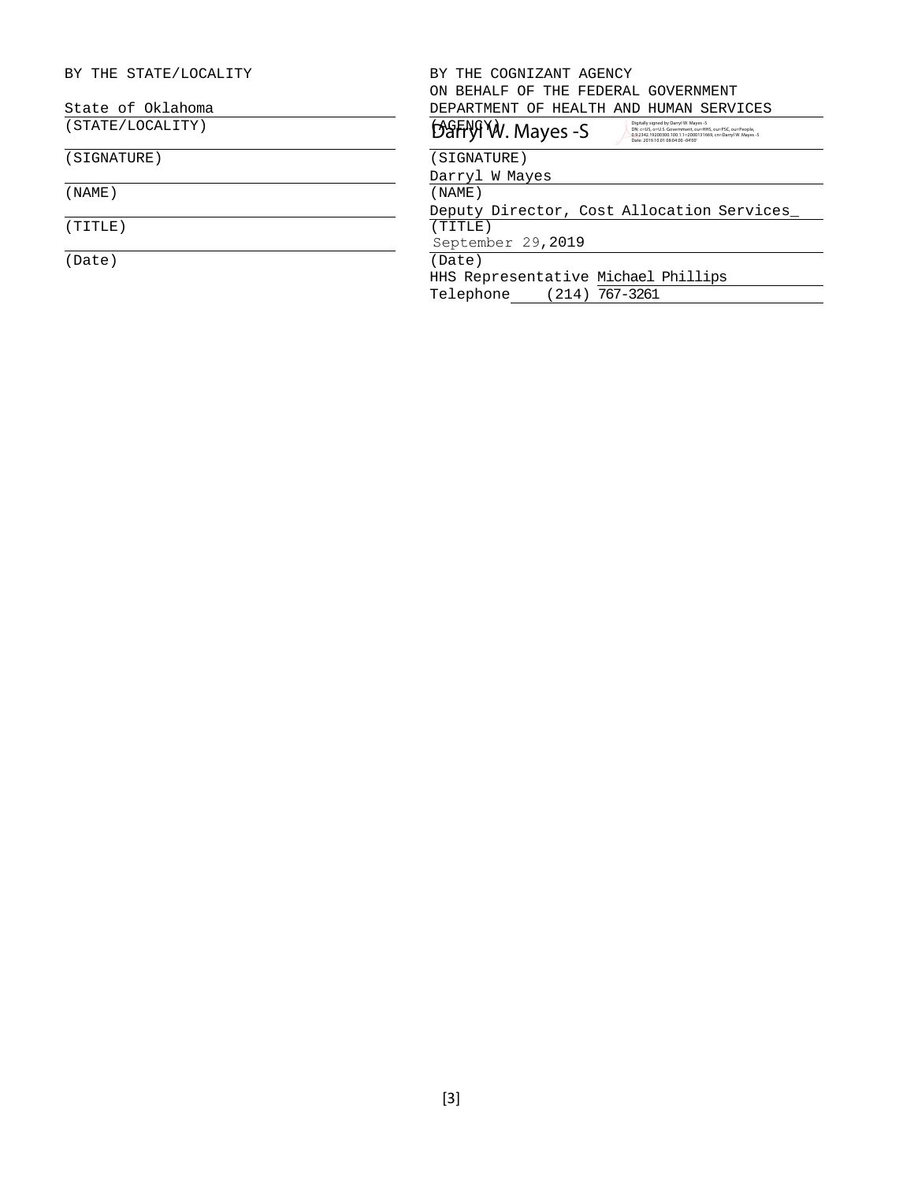| BY THE STATE/LOCALITY | BY THE COGNIZANT AGENCY ON BEHALF OF THE FEDERAL GOVERNMENT |
|---|---|
| State of Oklahoma | DEPARTMENT OF HEALTH AND HUMAN SERVICES |
| (STATE/LOCALITY) | (AGENCY) |
| | Darryl W. Mayes -S Digitally signed by Darryl W. Mayes -S DN: c=US, o=U.S. Government, ou=HHS, ou=PSC, ou=People, 0.9.2342.19200300.100.1.1=2000131669, cn=Darryl W. Mayes -S Date: 2019.10.01 08:04:00 -04'00' |
| (SIGNATURE) | (SIGNATURE) |
| | Darryl W Mayes |
| (NAME) | (NAME) |
| | Deputy Director, Cost Allocation Services_ |
| (TITLE) | (TITLE) |
| | September 29,2019 |
| (Date) | (Date) |
| | HHS Representative Michael Phillips |
| | Telephone (214) 767-3261 |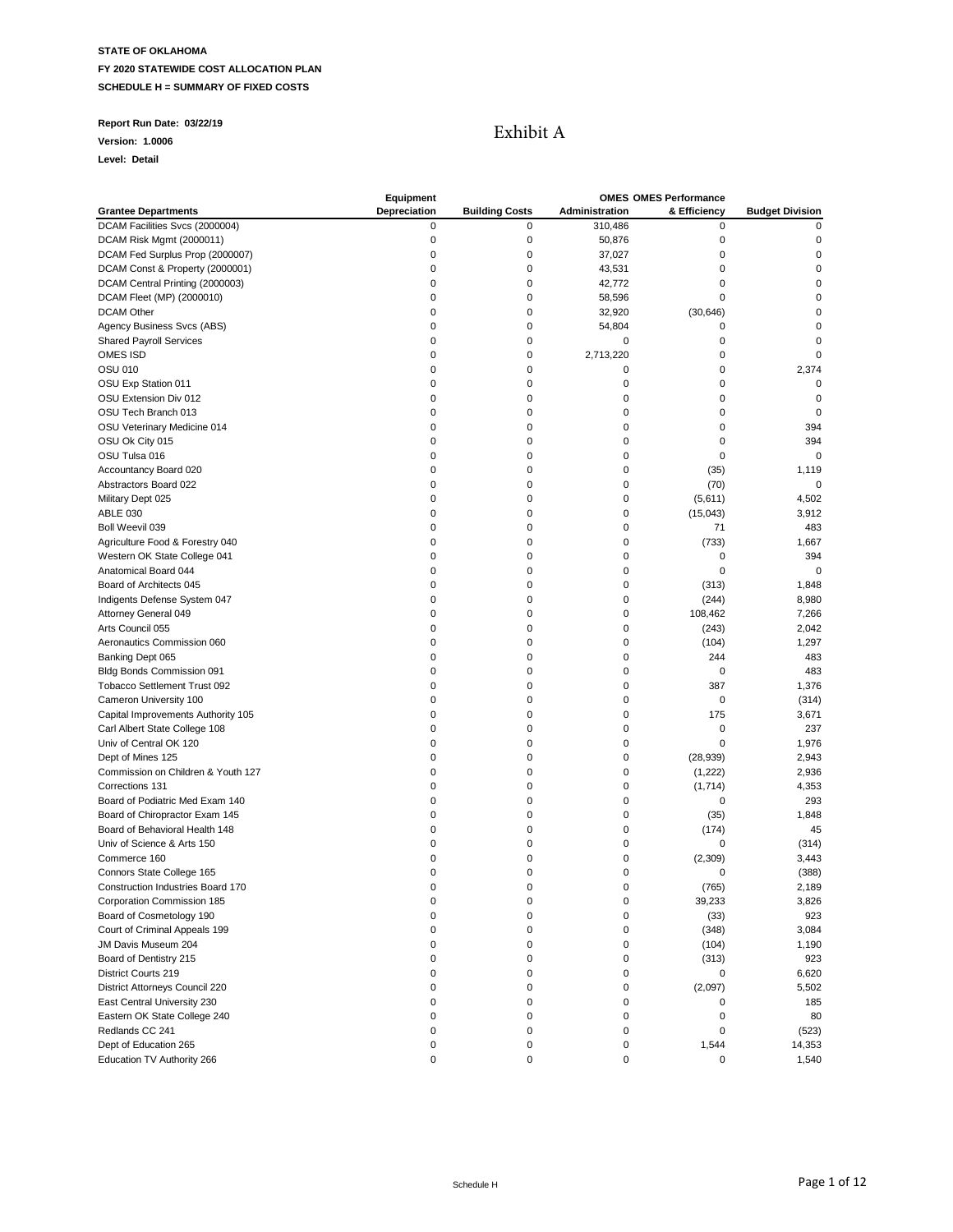**STATE OF OKLAHOMA**

**FY 2020 STATEWIDE COST ALLOCATION PLAN**

**SCHEDULE H = SUMMARY OF FIXED COSTS**

**Report Run Date: 03/22/19**

**Version: 1.0006**

**Level: Detail**

# Exhibit A

| Grantee Departments | Equipment Depreciation | Building Costs | OMES Administration | OMES Performance & Efficiency | Budget Division |
|---|---|---|---|---|---|
| DCAM Facilities Svcs (2000004) | 0 | 0 | 310,486 | 0 | 0 |
| DCAM Risk Mgmt (2000011) | 0 | 0 | 50,876 | 0 | 0 |
| DCAM Fed Surplus Prop (2000007) | 0 | 0 | 37,027 | 0 | 0 |
| DCAM Const & Property (2000001) | 0 | 0 | 43,531 | 0 | 0 |
| DCAM Central Printing (2000003) | 0 | 0 | 42,772 | 0 | 0 |
| DCAM Fleet (MP) (2000010) | 0 | 0 | 58,596 | 0 | 0 |
| DCAM Other | 0 | 0 | 32,920 | (30,646) | 0 |
| Agency Business Svcs (ABS) | 0 | 0 | 54,804 | 0 | 0 |
| Shared Payroll Services | 0 | 0 | 0 | 0 | 0 |
| OMES ISD | 0 | 0 | 2,713,220 | 0 | 0 |
| OSU 010 | 0 | 0 | 0 | 0 | 2,374 |
| OSU Exp Station 011 | 0 | 0 | 0 | 0 | 0 |
| OSU Extension Div 012 | 0 | 0 | 0 | 0 | 0 |
| OSU Tech Branch 013 | 0 | 0 | 0 | 0 | 0 |
| OSU Veterinary Medicine 014 | 0 | 0 | 0 | 0 | 394 |
| OSU Ok City 015 | 0 | 0 | 0 | 0 | 394 |
| OSU Tulsa 016 | 0 | 0 | 0 | 0 | 0 |
| Accountancy Board 020 | 0 | 0 | 0 | (35) | 1,119 |
| Abstractors Board 022 | 0 | 0 | 0 | (70) | 0 |
| Military Dept 025 | 0 | 0 | 0 | (5,611) | 4,502 |
| ABLE 030 | 0 | 0 | 0 | (15,043) | 3,912 |
| Boll Weevil 039 | 0 | 0 | 0 | 71 | 483 |
| Agriculture Food & Forestry 040 | 0 | 0 | 0 | (733) | 1,667 |
| Western OK State College 041 | 0 | 0 | 0 | 0 | 394 |
| Anatomical Board 044 | 0 | 0 | 0 | 0 | 0 |
| Board of Architects 045 | 0 | 0 | 0 | (313) | 1,848 |
| Indigents Defense System 047 | 0 | 0 | 0 | (244) | 8,980 |
| Attorney General 049 | 0 | 0 | 0 | 108,462 | 7,266 |
| Arts Council 055 | 0 | 0 | 0 | (243) | 2,042 |
| Aeronautics Commission 060 | 0 | 0 | 0 | (104) | 1,297 |
| Banking Dept 065 | 0 | 0 | 0 | 244 | 483 |
| Bldg Bonds Commission 091 | 0 | 0 | 0 | 0 | 483 |
| Tobacco Settlement Trust 092 | 0 | 0 | 0 | 387 | 1,376 |
| Cameron University 100 | 0 | 0 | 0 | 0 | (314) |
| Capital Improvements Authority 105 | 0 | 0 | 0 | 175 | 3,671 |
| Carl Albert State College 108 | 0 | 0 | 0 | 0 | 237 |
| Univ of Central OK 120 | 0 | 0 | 0 | 0 | 1,976 |
| Dept of Mines 125 | 0 | 0 | 0 | (28,939) | 2,943 |
| Commission on Children & Youth 127 | 0 | 0 | 0 | (1,222) | 2,936 |
| Corrections 131 | 0 | 0 | 0 | (1,714) | 4,353 |
| Board of Podiatric Med Exam 140 | 0 | 0 | 0 | 0 | 293 |
| Board of Chiropractor Exam 145 | 0 | 0 | 0 | (35) | 1,848 |
| Board of Behavioral Health 148 | 0 | 0 | 0 | (174) | 45 |
| Univ of Science & Arts 150 | 0 | 0 | 0 | 0 | (314) |
| Commerce 160 | 0 | 0 | 0 | (2,309) | 3,443 |
| Connors State College 165 | 0 | 0 | 0 | 0 | (388) |
| Construction Industries Board 170 | 0 | 0 | 0 | (765) | 2,189 |
| Corporation Commission 185 | 0 | 0 | 0 | 39,233 | 3,826 |
| Board of Cosmetology 190 | 0 | 0 | 0 | (33) | 923 |
| Court of Criminal Appeals 199 | 0 | 0 | 0 | (348) | 3,084 |
| JM Davis Museum 204 | 0 | 0 | 0 | (104) | 1,190 |
| Board of Dentistry 215 | 0 | 0 | 0 | (313) | 923 |
| District Courts 219 | 0 | 0 | 0 | 0 | 6,620 |
| District Attorneys Council 220 | 0 | 0 | 0 | (2,097) | 5,502 |
| East Central University 230 | 0 | 0 | 0 | 0 | 185 |
| Eastern OK State College 240 | 0 | 0 | 0 | 0 | 80 |
| Redlands CC 241 | 0 | 0 | 0 | 0 | (523) |
| Dept of Education 265 | 0 | 0 | 0 | 1,544 | 14,353 |
| Education TV Authority 266 | 0 | 0 | 0 | 0 | 1,540 |

Schedule H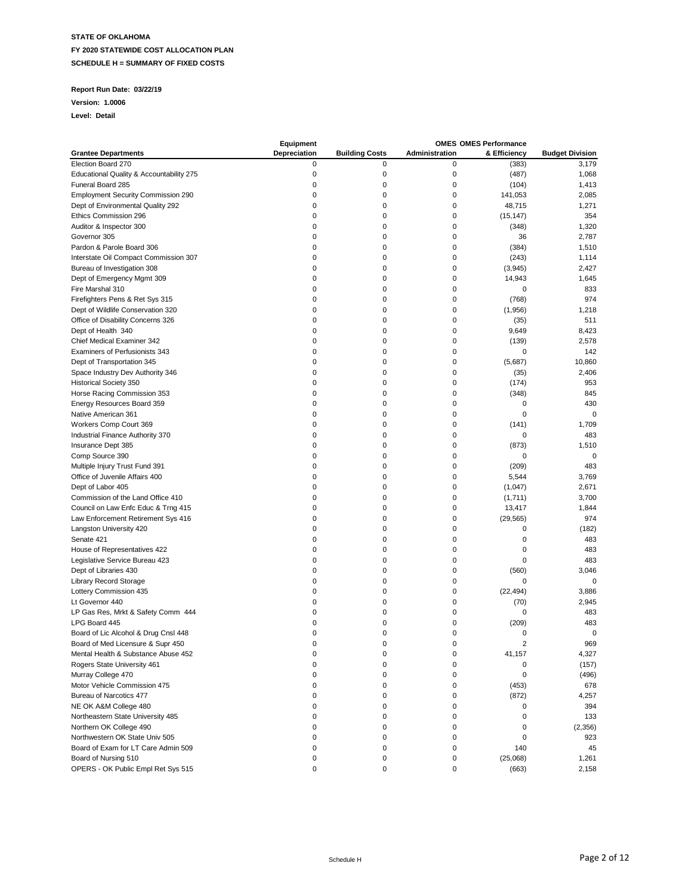**STATE OF OKLAHOMA**

**FY 2020 STATEWIDE COST ALLOCATION PLAN**

**SCHEDULE H = SUMMARY OF FIXED COSTS**

**Report Run Date: 03/22/19**

**Version: 1.0006**

**Level: Detail**

| Grantee Departments | Equipment Depreciation | Building Costs | OMES Administration | OMES Performance & Efficiency | Budget Division |
|---|---|---|---|---|---|
| Election Board 270 | 0 | 0 | 0 | (383) | 3,179 |
| Educational Quality & Accountability 275 | 0 | 0 | 0 | (487) | 1,068 |
| Funeral Board 285 | 0 | 0 | 0 | (104) | 1,413 |
| Employment Security Commission 290 | 0 | 0 | 0 | 141,053 | 2,085 |
| Dept of Environmental Quality 292 | 0 | 0 | 0 | 48,715 | 1,271 |
| Ethics Commission 296 | 0 | 0 | 0 | (15,147) | 354 |
| Auditor & Inspector 300 | 0 | 0 | 0 | (348) | 1,320 |
| Governor 305 | 0 | 0 | 0 | 36 | 2,787 |
| Pardon & Parole Board 306 | 0 | 0 | 0 | (384) | 1,510 |
| Interstate Oil Compact Commission 307 | 0 | 0 | 0 | (243) | 1,114 |
| Bureau of Investigation 308 | 0 | 0 | 0 | (3,945) | 2,427 |
| Dept of Emergency Mgmt 309 | 0 | 0 | 0 | 14,943 | 1,645 |
| Fire Marshal 310 | 0 | 0 | 0 | 0 | 833 |
| Firefighters Pens & Ret Sys 315 | 0 | 0 | 0 | (768) | 974 |
| Dept of Wildlife Conservation 320 | 0 | 0 | 0 | (1,956) | 1,218 |
| Office of Disability Concerns 326 | 0 | 0 | 0 | (35) | 511 |
| Dept of Health 340 | 0 | 0 | 0 | 9,649 | 8,423 |
| Chief Medical Examiner 342 | 0 | 0 | 0 | (139) | 2,578 |
| Examiners of Perfusionists 343 | 0 | 0 | 0 | 0 | 142 |
| Dept of Transportation 345 | 0 | 0 | 0 | (5,687) | 10,860 |
| Space Industry Dev Authority 346 | 0 | 0 | 0 | (35) | 2,406 |
| Historical Society 350 | 0 | 0 | 0 | (174) | 953 |
| Horse Racing Commission 353 | 0 | 0 | 0 | (348) | 845 |
| Energy Resources Board 359 | 0 | 0 | 0 | 0 | 430 |
| Native American 361 | 0 | 0 | 0 | 0 | 0 |
| Workers Comp Court 369 | 0 | 0 | 0 | (141) | 1,709 |
| Industrial Finance Authority 370 | 0 | 0 | 0 | 0 | 483 |
| Insurance Dept 385 | 0 | 0 | 0 | (873) | 1,510 |
| Comp Source 390 | 0 | 0 | 0 | 0 | 0 |
| Multiple Injury Trust Fund 391 | 0 | 0 | 0 | (209) | 483 |
| Office of Juvenile Affairs 400 | 0 | 0 | 0 | 5,544 | 3,769 |
| Dept of Labor 405 | 0 | 0 | 0 | (1,047) | 2,671 |
| Commission of the Land Office 410 | 0 | 0 | 0 | (1,711) | 3,700 |
| Council on Law Enfc Educ & Trng 415 | 0 | 0 | 0 | 13,417 | 1,844 |
| Law Enforcement Retirement Sys 416 | 0 | 0 | 0 | (29,565) | 974 |
| Langston University 420 | 0 | 0 | 0 | 0 | (182) |
| Senate 421 | 0 | 0 | 0 | 0 | 483 |
| House of Representatives 422 | 0 | 0 | 0 | 0 | 483 |
| Legislative Service Bureau 423 | 0 | 0 | 0 | 0 | 483 |
| Dept of Libraries 430 | 0 | 0 | 0 | (560) | 3,046 |
| Library Record Storage | 0 | 0 | 0 | 0 | 0 |
| Lottery Commission 435 | 0 | 0 | 0 | (22,494) | 3,886 |
| Lt Governor 440 | 0 | 0 | 0 | (70) | 2,945 |
| LP Gas Res, Mrkt & Safety Comm 444 | 0 | 0 | 0 | 0 | 483 |
| LPG Board 445 | 0 | 0 | 0 | (209) | 483 |
| Board of Lic Alcohol & Drug Cnsl 448 | 0 | 0 | 0 | 0 | 0 |
| Board of Med Licensure & Supr 450 | 0 | 0 | 0 | 2 | 969 |
| Mental Health & Substance Abuse 452 | 0 | 0 | 0 | 41,157 | 4,327 |
| Rogers State University 461 | 0 | 0 | 0 | 0 | (157) |
| Murray College 470 | 0 | 0 | 0 | 0 | (496) |
| Motor Vehicle Commission 475 | 0 | 0 | 0 | (453) | 678 |
| Bureau of Narcotics 477 | 0 | 0 | 0 | (872) | 4,257 |
| NE OK A&M College 480 | 0 | 0 | 0 | 0 | 394 |
| Northeastern State University 485 | 0 | 0 | 0 | 0 | 133 |
| Northern OK College 490 | 0 | 0 | 0 | 0 | (2,356) |
| Northwestern OK State Univ 505 | 0 | 0 | 0 | 0 | 923 |
| Board of Exam for LT Care Admin 509 | 0 | 0 | 0 | 140 | 45 |
| Board of Nursing 510 | 0 | 0 | 0 | (25,068) | 1,261 |
| OPERS - OK Public Empl Ret Sys 515 | 0 | 0 | 0 | (663) | 2,158 |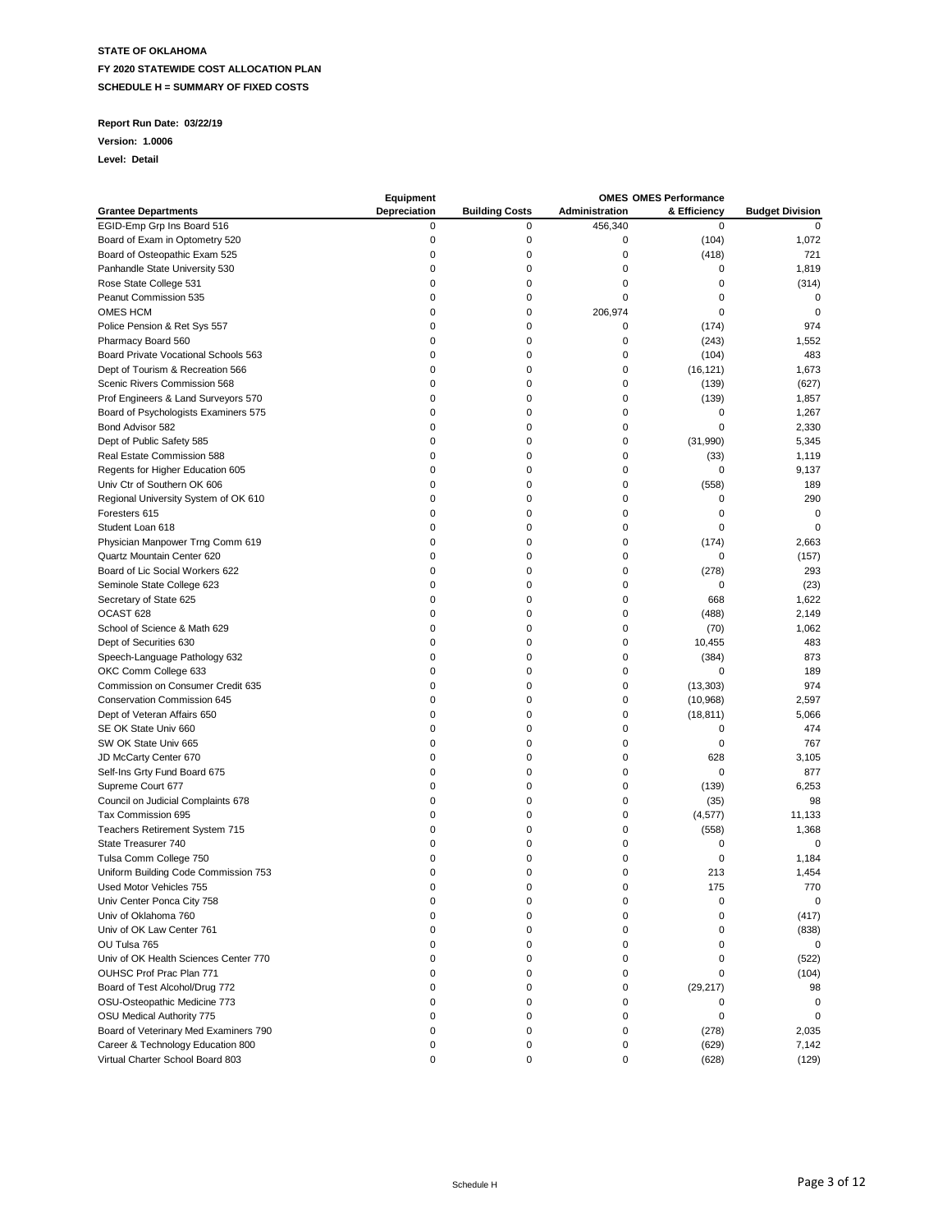**STATE OF OKLAHOMA**

**FY 2020 STATEWIDE COST ALLOCATION PLAN**

**SCHEDULE H = SUMMARY OF FIXED COSTS**

**Report Run Date: 03/22/19**

**Version: 1.0006**

**Level: Detail**

| Grantee Departments | Equipment Depreciation | Building Costs | OMES Administration | OMES Performance & Efficiency | Budget Division |
|---|---|---|---|---|---|
| EGID-Emp Grp Ins Board 516 | 0 | 0 | 456,340 | 0 | 0 |
| Board of Exam in Optometry 520 | 0 | 0 | 0 | (104) | 1,072 |
| Board of Osteopathic Exam 525 | 0 | 0 | 0 | (418) | 721 |
| Panhandle State University 530 | 0 | 0 | 0 | 0 | 1,819 |
| Rose State College 531 | 0 | 0 | 0 | 0 | (314) |
| Peanut Commission 535 | 0 | 0 | 0 | 0 | 0 |
| OMES HCM | 0 | 0 | 206,974 | 0 | 0 |
| Police Pension & Ret Sys 557 | 0 | 0 | 0 | (174) | 974 |
| Pharmacy Board 560 | 0 | 0 | 0 | (243) | 1,552 |
| Board Private Vocational Schools 563 | 0 | 0 | 0 | (104) | 483 |
| Dept of Tourism & Recreation 566 | 0 | 0 | 0 | (16,121) | 1,673 |
| Scenic Rivers Commission 568 | 0 | 0 | 0 | (139) | (627) |
| Prof Engineers & Land Surveyors 570 | 0 | 0 | 0 | (139) | 1,857 |
| Board of Psychologists Examiners 575 | 0 | 0 | 0 | 0 | 1,267 |
| Bond Advisor 582 | 0 | 0 | 0 | 0 | 2,330 |
| Dept of Public Safety 585 | 0 | 0 | 0 | (31,990) | 5,345 |
| Real Estate Commission 588 | 0 | 0 | 0 | (33) | 1,119 |
| Regents for Higher Education 605 | 0 | 0 | 0 | 0 | 9,137 |
| Univ Ctr of Southern OK 606 | 0 | 0 | 0 | (558) | 189 |
| Regional University System of OK 610 | 0 | 0 | 0 | 0 | 290 |
| Foresters 615 | 0 | 0 | 0 | 0 | 0 |
| Student Loan 618 | 0 | 0 | 0 | 0 | 0 |
| Physician Manpower Trng Comm 619 | 0 | 0 | 0 | (174) | 2,663 |
| Quartz Mountain Center 620 | 0 | 0 | 0 | 0 | (157) |
| Board of Lic Social Workers 622 | 0 | 0 | 0 | (278) | 293 |
| Seminole State College 623 | 0 | 0 | 0 | 0 | (23) |
| Secretary of State 625 | 0 | 0 | 0 | 668 | 1,622 |
| OCAST 628 | 0 | 0 | 0 | (488) | 2,149 |
| School of Science & Math 629 | 0 | 0 | 0 | (70) | 1,062 |
| Dept of Securities 630 | 0 | 0 | 0 | 10,455 | 483 |
| Speech-Language Pathology 632 | 0 | 0 | 0 | (384) | 873 |
| OKC Comm College 633 | 0 | 0 | 0 | 0 | 189 |
| Commission on Consumer Credit 635 | 0 | 0 | 0 | (13,303) | 974 |
| Conservation Commission 645 | 0 | 0 | 0 | (10,968) | 2,597 |
| Dept of Veteran Affairs 650 | 0 | 0 | 0 | (18,811) | 5,066 |
| SE OK State Univ 660 | 0 | 0 | 0 | 0 | 474 |
| SW OK State Univ 665 | 0 | 0 | 0 | 0 | 767 |
| JD McCarty Center 670 | 0 | 0 | 0 | 628 | 3,105 |
| Self-Ins Grty Fund Board 675 | 0 | 0 | 0 | 0 | 877 |
| Supreme Court 677 | 0 | 0 | 0 | (139) | 6,253 |
| Council on Judicial Complaints 678 | 0 | 0 | 0 | (35) | 98 |
| Tax Commission 695 | 0 | 0 | 0 | (4,577) | 11,133 |
| Teachers Retirement System 715 | 0 | 0 | 0 | (558) | 1,368 |
| State Treasurer 740 | 0 | 0 | 0 | 0 | 0 |
| Tulsa Comm College 750 | 0 | 0 | 0 | 0 | 1,184 |
| Uniform Building Code Commission 753 | 0 | 0 | 0 | 213 | 1,454 |
| Used Motor Vehicles 755 | 0 | 0 | 0 | 175 | 770 |
| Univ Center Ponca City 758 | 0 | 0 | 0 | 0 | 0 |
| Univ of Oklahoma 760 | 0 | 0 | 0 | 0 | (417) |
| Univ of OK Law Center 761 | 0 | 0 | 0 | 0 | (838) |
| OU Tulsa 765 | 0 | 0 | 0 | 0 | 0 |
| Univ of OK Health Sciences Center 770 | 0 | 0 | 0 | 0 | (522) |
| OUHSC Prof Prac Plan 771 | 0 | 0 | 0 | 0 | (104) |
| Board of Test Alcohol/Drug 772 | 0 | 0 | 0 | (29,217) | 98 |
| OSU-Osteopathic Medicine 773 | 0 | 0 | 0 | 0 | 0 |
| OSU Medical Authority 775 | 0 | 0 | 0 | 0 | 0 |
| Board of Veterinary Med Examiners 790 | 0 | 0 | 0 | (278) | 2,035 |
| Career & Technology Education 800 | 0 | 0 | 0 | (629) | 7,142 |
| Virtual Charter School Board 803 | 0 | 0 | 0 | (628) | (129) |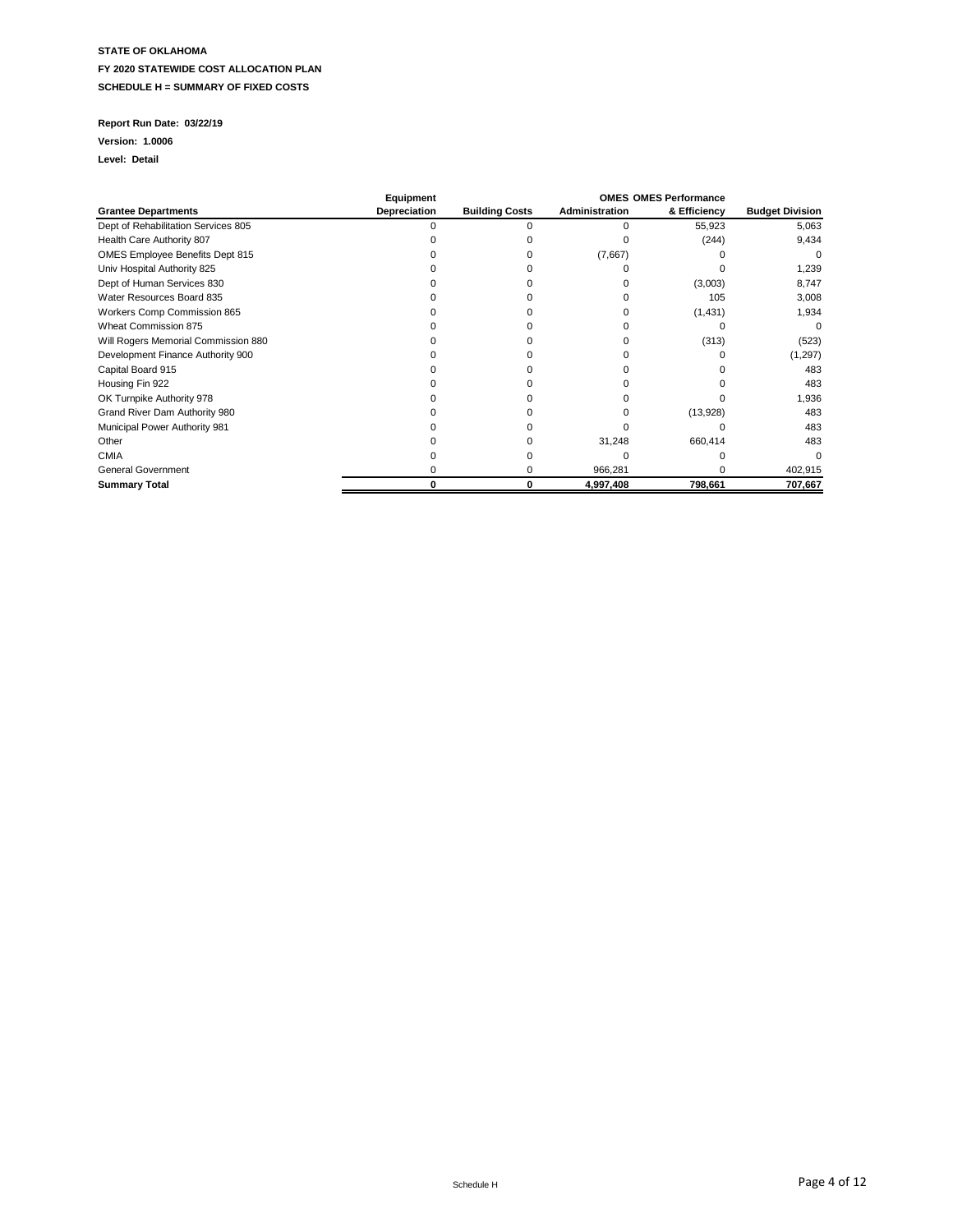**STATE OF OKLAHOMA**

**FY 2020 STATEWIDE COST ALLOCATION PLAN**

**SCHEDULE H = SUMMARY OF FIXED COSTS**

**Report Run Date: 03/22/19**

**Version: 1.0006**

**Level: Detail**

| Grantee Departments | Equipment Depreciation | Building Costs | OMES Administration | OMES Performance & Efficiency | Budget Division |
|---|---|---|---|---|---|
| Dept of Rehabilitation Services 805 | 0 | 0 | 0 | 55,923 | 5,063 |
| Health Care Authority 807 | 0 | 0 | 0 | (244) | 9,434 |
| OMES Employee Benefits Dept 815 | 0 | 0 | (7,667) | 0 | 0 |
| Univ Hospital Authority 825 | 0 | 0 | 0 | 0 | 1,239 |
| Dept of Human Services 830 | 0 | 0 | 0 | (3,003) | 8,747 |
| Water Resources Board 835 | 0 | 0 | 0 | 105 | 3,008 |
| Workers Comp Commission 865 | 0 | 0 | 0 | (1,431) | 1,934 |
| Wheat Commission 875 | 0 | 0 | 0 | 0 | 0 |
| Will Rogers Memorial Commission 880 | 0 | 0 | 0 | (313) | (523) |
| Development Finance Authority 900 | 0 | 0 | 0 | 0 | (1,297) |
| Capital Board 915 | 0 | 0 | 0 | 0 | 483 |
| Housing Fin 922 | 0 | 0 | 0 | 0 | 483 |
| OK Turnpike Authority 978 | 0 | 0 | 0 | 0 | 1,936 |
| Grand River Dam Authority 980 | 0 | 0 | 0 | (13,928) | 483 |
| Municipal Power Authority 981 | 0 | 0 | 0 | 0 | 483 |
| Other | 0 | 0 | 31,248 | 660,414 | 483 |
| CMIA | 0 | 0 | 0 | 0 | 0 |
| General Government | 0 | 0 | 966,281 | 0 | 402,915 |
| **Summary Total** | **0** | **0** | **4,997,408** | **798,661** | **707,667** |

Schedule H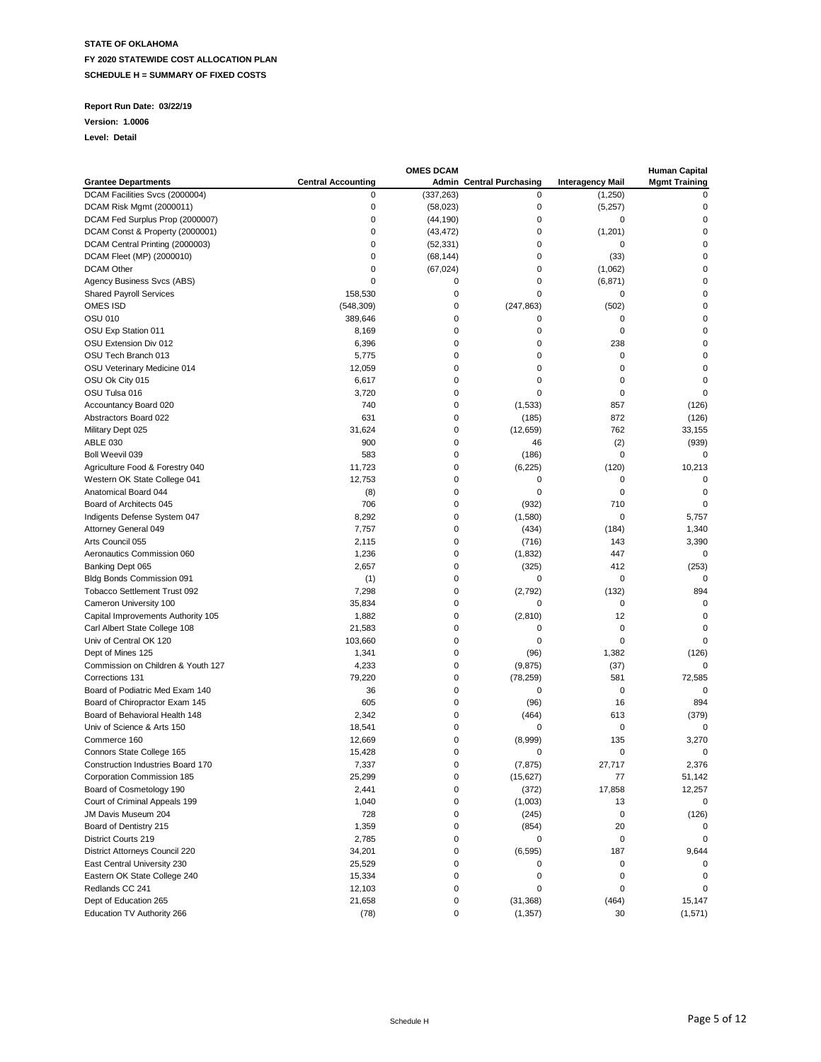**STATE OF OKLAHOMA**

**FY 2020 STATEWIDE COST ALLOCATION PLAN**

**SCHEDULE H = SUMMARY OF FIXED COSTS**

**Report Run Date: 03/22/19**

**Version: 1.0006**

**Level: Detail**

| | | OMES DCAM | | | Human Capital |
|---|---|---|---|---|---|
| **Grantee Departments** | **Central Accounting** | **Admin** | **Central Purchasing** | **Interagency Mail** | **Mgmt Training** |
| DCAM Facilities Svcs (2000004) | 0 | (337,263) | 0 | (1,250) | 0 |
| DCAM Risk Mgmt (2000011) | 0 | (58,023) | 0 | (5,257) | 0 |
| DCAM Fed Surplus Prop (2000007) | 0 | (44,190) | 0 | 0 | 0 |
| DCAM Const & Property (2000001) | 0 | (43,472) | 0 | (1,201) | 0 |
| DCAM Central Printing (2000003) | 0 | (52,331) | 0 | 0 | 0 |
| DCAM Fleet (MP) (2000010) | 0 | (68,144) | 0 | (33) | 0 |
| DCAM Other | 0 | (67,024) | 0 | (1,062) | 0 |
| Agency Business Svcs (ABS) | 0 | 0 | 0 | (6,871) | 0 |
| Shared Payroll Services | 158,530 | 0 | 0 | 0 | 0 |
| OMES ISD | (548,309) | 0 | (247,863) | (502) | 0 |
| OSU 010 | 389,646 | 0 | 0 | 0 | 0 |
| OSU Exp Station 011 | 8,169 | 0 | 0 | 0 | 0 |
| OSU Extension Div 012 | 6,396 | 0 | 0 | 238 | 0 |
| OSU Tech Branch 013 | 5,775 | 0 | 0 | 0 | 0 |
| OSU Veterinary Medicine 014 | 12,059 | 0 | 0 | 0 | 0 |
| OSU Ok City 015 | 6,617 | 0 | 0 | 0 | 0 |
| OSU Tulsa 016 | 3,720 | 0 | 0 | 0 | 0 |
| Accountancy Board 020 | 740 | 0 | (1,533) | 857 | (126) |
| Abstractors Board 022 | 631 | 0 | (185) | 872 | (126) |
| Military Dept 025 | 31,624 | 0 | (12,659) | 762 | 33,155 |
| ABLE 030 | 900 | 0 | 46 | (2) | (939) |
| Boll Weevil 039 | 583 | 0 | (186) | 0 | 0 |
| Agriculture Food & Forestry 040 | 11,723 | 0 | (6,225) | (120) | 10,213 |
| Western OK State College 041 | 12,753 | 0 | 0 | 0 | 0 |
| Anatomical Board 044 | (8) | 0 | 0 | 0 | 0 |
| Board of Architects 045 | 706 | 0 | (932) | 710 | 0 |
| Indigents Defense System 047 | 8,292 | 0 | (1,580) | 0 | 5,757 |
| Attorney General 049 | 7,757 | 0 | (434) | (184) | 1,340 |
| Arts Council 055 | 2,115 | 0 | (716) | 143 | 3,390 |
| Aeronautics Commission 060 | 1,236 | 0 | (1,832) | 447 | 0 |
| Banking Dept 065 | 2,657 | 0 | (325) | 412 | (253) |
| Bldg Bonds Commission 091 | (1) | 0 | 0 | 0 | 0 |
| Tobacco Settlement Trust 092 | 7,298 | 0 | (2,792) | (132) | 894 |
| Cameron University 100 | 35,834 | 0 | 0 | 0 | 0 |
| Capital Improvements Authority 105 | 1,882 | 0 | (2,810) | 12 | 0 |
| Carl Albert State College 108 | 21,583 | 0 | 0 | 0 | 0 |
| Univ of Central OK 120 | 103,660 | 0 | 0 | 0 | 0 |
| Dept of Mines 125 | 1,341 | 0 | (96) | 1,382 | (126) |
| Commission on Children & Youth 127 | 4,233 | 0 | (9,875) | (37) | 0 |
| Corrections 131 | 79,220 | 0 | (78,259) | 581 | 72,585 |
| Board of Podiatric Med Exam 140 | 36 | 0 | 0 | 0 | 0 |
| Board of Chiropractor Exam 145 | 605 | 0 | (96) | 16 | 894 |
| Board of Behavioral Health 148 | 2,342 | 0 | (464) | 613 | (379) |
| Univ of Science & Arts 150 | 18,541 | 0 | 0 | 0 | 0 |
| Commerce 160 | 12,669 | 0 | (8,999) | 135 | 3,270 |
| Connors State College 165 | 15,428 | 0 | 0 | 0 | 0 |
| Construction Industries Board 170 | 7,337 | 0 | (7,875) | 27,717 | 2,376 |
| Corporation Commission 185 | 25,299 | 0 | (15,627) | 77 | 51,142 |
| Board of Cosmetology 190 | 2,441 | 0 | (372) | 17,858 | 12,257 |
| Court of Criminal Appeals 199 | 1,040 | 0 | (1,003) | 13 | 0 |
| JM Davis Museum 204 | 728 | 0 | (245) | 0 | (126) |
| Board of Dentistry 215 | 1,359 | 0 | (854) | 20 | 0 |
| District Courts 219 | 2,785 | 0 | 0 | 0 | 0 |
| District Attorneys Council 220 | 34,201 | 0 | (6,595) | 187 | 9,644 |
| East Central University 230 | 25,529 | 0 | 0 | 0 | 0 |
| Eastern OK State College 240 | 15,334 | 0 | 0 | 0 | 0 |
| Redlands CC 241 | 12,103 | 0 | 0 | 0 | 0 |
| Dept of Education 265 | 21,658 | 0 | (31,368) | (464) | 15,147 |
| Education TV Authority 266 | (78) | 0 | (1,357) | 30 | (1,571) |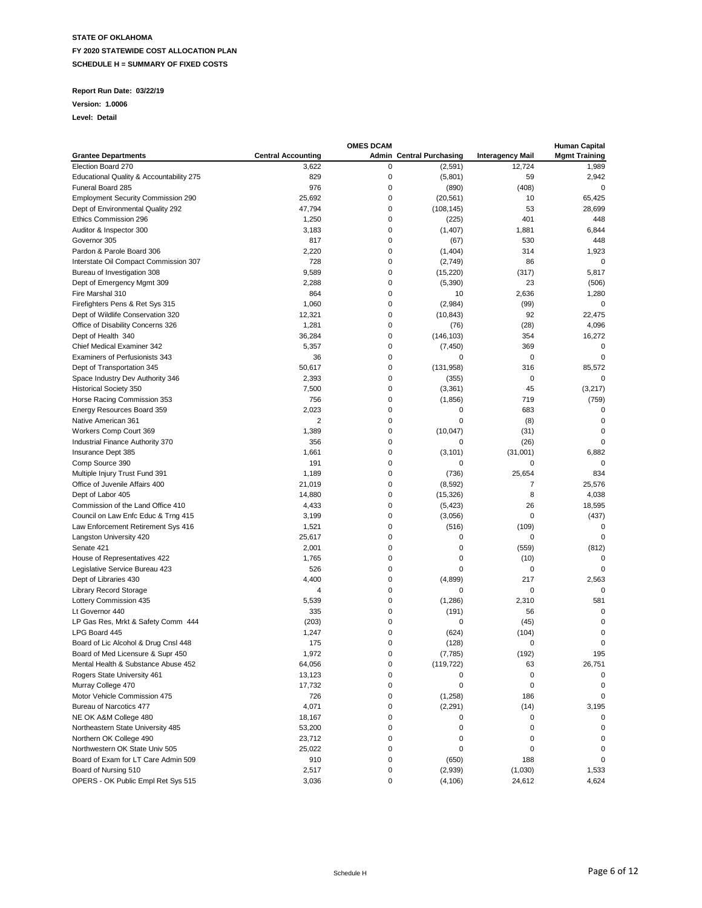**STATE OF OKLAHOMA**

**FY 2020 STATEWIDE COST ALLOCATION PLAN**

**SCHEDULE H = SUMMARY OF FIXED COSTS**

**Report Run Date: 03/22/19**

**Version: 1.0006**

**Level: Detail**

| Grantee Departments | Central Accounting | OMES DCAM Admin | Central Purchasing | Interagency Mail | Human Capital Mgmt Training |
|---|---|---|---|---|---|
| Election Board 270 | 3,622 | 0 | (2,591) | 12,724 | 1,989 |
| Educational Quality & Accountability 275 | 829 | 0 | (5,801) | 59 | 2,942 |
| Funeral Board 285 | 976 | 0 | (890) | (408) | 0 |
| Employment Security Commission 290 | 25,692 | 0 | (20,561) | 10 | 65,425 |
| Dept of Environmental Quality 292 | 47,794 | 0 | (108,145) | 53 | 28,699 |
| Ethics Commission 296 | 1,250 | 0 | (225) | 401 | 448 |
| Auditor & Inspector 300 | 3,183 | 0 | (1,407) | 1,881 | 6,844 |
| Governor 305 | 817 | 0 | (67) | 530 | 448 |
| Pardon & Parole Board 306 | 2,220 | 0 | (1,404) | 314 | 1,923 |
| Interstate Oil Compact Commission 307 | 728 | 0 | (2,749) | 86 | 0 |
| Bureau of Investigation 308 | 9,589 | 0 | (15,220) | (317) | 5,817 |
| Dept of Emergency Mgmt 309 | 2,288 | 0 | (5,390) | 23 | (506) |
| Fire Marshal 310 | 864 | 0 | 10 | 2,636 | 1,280 |
| Firefighters Pens & Ret Sys 315 | 1,060 | 0 | (2,984) | (99) | 0 |
| Dept of Wildlife Conservation 320 | 12,321 | 0 | (10,843) | 92 | 22,475 |
| Office of Disability Concerns 326 | 1,281 | 0 | (76) | (28) | 4,096 |
| Dept of Health 340 | 36,284 | 0 | (146,103) | 354 | 16,272 |
| Chief Medical Examiner 342 | 5,357 | 0 | (7,450) | 369 | 0 |
| Examiners of Perfusionists 343 | 36 | 0 | 0 | 0 | 0 |
| Dept of Transportation 345 | 50,617 | 0 | (131,958) | 316 | 85,572 |
| Space Industry Dev Authority 346 | 2,393 | 0 | (355) | 0 | 0 |
| Historical Society 350 | 7,500 | 0 | (3,361) | 45 | (3,217) |
| Horse Racing Commission 353 | 756 | 0 | (1,856) | 719 | (759) |
| Energy Resources Board 359 | 2,023 | 0 | 0 | 683 | 0 |
| Native American 361 | 2 | 0 | 0 | (8) | 0 |
| Workers Comp Court 369 | 1,389 | 0 | (10,047) | (31) | 0 |
| Industrial Finance Authority 370 | 356 | 0 | 0 | (26) | 0 |
| Insurance Dept 385 | 1,661 | 0 | (3,101) | (31,001) | 6,882 |
| Comp Source 390 | 191 | 0 | 0 | 0 | 0 |
| Multiple Injury Trust Fund 391 | 1,189 | 0 | (736) | 25,654 | 834 |
| Office of Juvenile Affairs 400 | 21,019 | 0 | (8,592) | 7 | 25,576 |
| Dept of Labor 405 | 14,880 | 0 | (15,326) | 8 | 4,038 |
| Commission of the Land Office 410 | 4,433 | 0 | (5,423) | 26 | 18,595 |
| Council on Law Enfc Educ & Trng 415 | 3,199 | 0 | (3,056) | 0 | (437) |
| Law Enforcement Retirement Sys 416 | 1,521 | 0 | (516) | (109) | 0 |
| Langston University 420 | 25,617 | 0 | 0 | 0 | 0 |
| Senate 421 | 2,001 | 0 | 0 | (559) | (812) |
| House of Representatives 422 | 1,765 | 0 | 0 | (10) | 0 |
| Legislative Service Bureau 423 | 526 | 0 | 0 | 0 | 0 |
| Dept of Libraries 430 | 4,400 | 0 | (4,899) | 217 | 2,563 |
| Library Record Storage | 4 | 0 | 0 | 0 | 0 |
| Lottery Commission 435 | 5,539 | 0 | (1,286) | 2,310 | 581 |
| Lt Governor 440 | 335 | 0 | (191) | 56 | 0 |
| LP Gas Res, Mrkt & Safety Comm 444 | (203) | 0 | 0 | (45) | 0 |
| LPG Board 445 | 1,247 | 0 | (624) | (104) | 0 |
| Board of Lic Alcohol & Drug Cnsl 448 | 175 | 0 | (128) | 0 | 0 |
| Board of Med Licensure & Supr 450 | 1,972 | 0 | (7,785) | (192) | 195 |
| Mental Health & Substance Abuse 452 | 64,056 | 0 | (119,722) | 63 | 26,751 |
| Rogers State University 461 | 13,123 | 0 | 0 | 0 | 0 |
| Murray College 470 | 17,732 | 0 | 0 | 0 | 0 |
| Motor Vehicle Commission 475 | 726 | 0 | (1,258) | 186 | 0 |
| Bureau of Narcotics 477 | 4,071 | 0 | (2,291) | (14) | 3,195 |
| NE OK A&M College 480 | 18,167 | 0 | 0 | 0 | 0 |
| Northeastern State University 485 | 53,200 | 0 | 0 | 0 | 0 |
| Northern OK College 490 | 23,712 | 0 | 0 | 0 | 0 |
| Northwestern OK State Univ 505 | 25,022 | 0 | 0 | 0 | 0 |
| Board of Exam for LT Care Admin 509 | 910 | 0 | (650) | 188 | 0 |
| Board of Nursing 510 | 2,517 | 0 | (2,939) | (1,030) | 1,533 |
| OPERS - OK Public Empl Ret Sys 515 | 3,036 | 0 | (4,106) | 24,612 | 4,624 |

Schedule H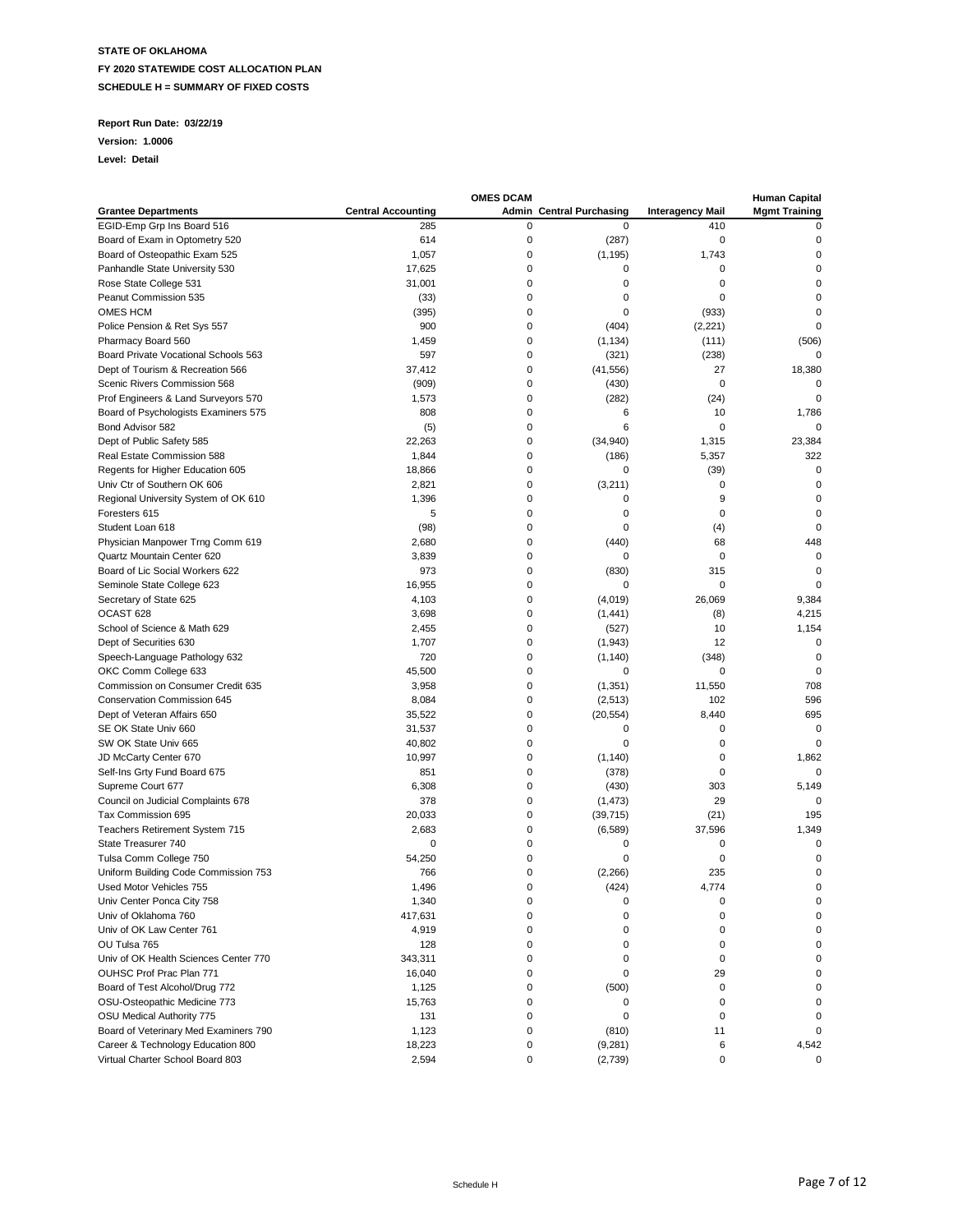**STATE OF OKLAHOMA**

**FY 2020 STATEWIDE COST ALLOCATION PLAN**

**SCHEDULE H = SUMMARY OF FIXED COSTS**

**Report Run Date: 03/22/19**

**Version: 1.0006**

**Level: Detail**

| | OMES DCAM | | | | Human Capital |
|---|---|---|---|---|---|
| **Grantee Departments** | **Central Accounting** | **Admin** | **Central Purchasing** | **Interagency Mail** | **Mgmt Training** |
| EGID-Emp Grp Ins Board 516 | 285 | 0 | 0 | 410 | 0 |
| Board of Exam in Optometry 520 | 614 | 0 | (287) | 0 | 0 |
| Board of Osteopathic Exam 525 | 1,057 | 0 | (1,195) | 1,743 | 0 |
| Panhandle State University 530 | 17,625 | 0 | 0 | 0 | 0 |
| Rose State College 531 | 31,001 | 0 | 0 | 0 | 0 |
| Peanut Commission 535 | (33) | 0 | 0 | 0 | 0 |
| OMES HCM | (395) | 0 | 0 | (933) | 0 |
| Police Pension & Ret Sys 557 | 900 | 0 | (404) | (2,221) | 0 |
| Pharmacy Board 560 | 1,459 | 0 | (1,134) | (111) | (506) |
| Board Private Vocational Schools 563 | 597 | 0 | (321) | (238) | 0 |
| Dept of Tourism & Recreation 566 | 37,412 | 0 | (41,556) | 27 | 18,380 |
| Scenic Rivers Commission 568 | (909) | 0 | (430) | 0 | 0 |
| Prof Engineers & Land Surveyors 570 | 1,573 | 0 | (282) | (24) | 0 |
| Board of Psychologists Examiners 575 | 808 | 0 | 6 | 10 | 1,786 |
| Bond Advisor 582 | (5) | 0 | 6 | 0 | 0 |
| Dept of Public Safety 585 | 22,263 | 0 | (34,940) | 1,315 | 23,384 |
| Real Estate Commission 588 | 1,844 | 0 | (186) | 5,357 | 322 |
| Regents for Higher Education 605 | 18,866 | 0 | 0 | (39) | 0 |
| Univ Ctr of Southern OK 606 | 2,821 | 0 | (3,211) | 0 | 0 |
| Regional University System of OK 610 | 1,396 | 0 | 0 | 9 | 0 |
| Foresters 615 | 5 | 0 | 0 | 0 | 0 |
| Student Loan 618 | (98) | 0 | 0 | (4) | 0 |
| Physician Manpower Trng Comm 619 | 2,680 | 0 | (440) | 68 | 448 |
| Quartz Mountain Center 620 | 3,839 | 0 | 0 | 0 | 0 |
| Board of Lic Social Workers 622 | 973 | 0 | (830) | 315 | 0 |
| Seminole State College 623 | 16,955 | 0 | 0 | 0 | 0 |
| Secretary of State 625 | 4,103 | 0 | (4,019) | 26,069 | 9,384 |
| OCAST 628 | 3,698 | 0 | (1,441) | (8) | 4,215 |
| School of Science & Math 629 | 2,455 | 0 | (527) | 10 | 1,154 |
| Dept of Securities 630 | 1,707 | 0 | (1,943) | 12 | 0 |
| Speech-Language Pathology 632 | 720 | 0 | (1,140) | (348) | 0 |
| OKC Comm College 633 | 45,500 | 0 | 0 | 0 | 0 |
| Commission on Consumer Credit 635 | 3,958 | 0 | (1,351) | 11,550 | 708 |
| Conservation Commission 645 | 8,084 | 0 | (2,513) | 102 | 596 |
| Dept of Veteran Affairs 650 | 35,522 | 0 | (20,554) | 8,440 | 695 |
| SE OK State Univ 660 | 31,537 | 0 | 0 | 0 | 0 |
| SW OK State Univ 665 | 40,802 | 0 | 0 | 0 | 0 |
| JD McCarty Center 670 | 10,997 | 0 | (1,140) | 0 | 1,862 |
| Self-Ins Grty Fund Board 675 | 851 | 0 | (378) | 0 | 0 |
| Supreme Court 677 | 6,308 | 0 | (430) | 303 | 5,149 |
| Council on Judicial Complaints 678 | 378 | 0 | (1,473) | 29 | 0 |
| Tax Commission 695 | 20,033 | 0 | (39,715) | (21) | 195 |
| Teachers Retirement System 715 | 2,683 | 0 | (6,589) | 37,596 | 1,349 |
| State Treasurer 740 | 0 | 0 | 0 | 0 | 0 |
| Tulsa Comm College 750 | 54,250 | 0 | 0 | 0 | 0 |
| Uniform Building Code Commission 753 | 766 | 0 | (2,266) | 235 | 0 |
| Used Motor Vehicles 755 | 1,496 | 0 | (424) | 4,774 | 0 |
| Univ Center Ponca City 758 | 1,340 | 0 | 0 | 0 | 0 |
| Univ of Oklahoma 760 | 417,631 | 0 | 0 | 0 | 0 |
| Univ of OK Law Center 761 | 4,919 | 0 | 0 | 0 | 0 |
| OU Tulsa 765 | 128 | 0 | 0 | 0 | 0 |
| Univ of OK Health Sciences Center 770 | 343,311 | 0 | 0 | 0 | 0 |
| OUHSC Prof Prac Plan 771 | 16,040 | 0 | 0 | 29 | 0 |
| Board of Test Alcohol/Drug 772 | 1,125 | 0 | (500) | 0 | 0 |
| OSU-Osteopathic Medicine 773 | 15,763 | 0 | 0 | 0 | 0 |
| OSU Medical Authority 775 | 131 | 0 | 0 | 0 | 0 |
| Board of Veterinary Med Examiners 790 | 1,123 | 0 | (810) | 11 | 0 |
| Career & Technology Education 800 | 18,223 | 0 | (9,281) | 6 | 4,542 |
| Virtual Charter School Board 803 | 2,594 | 0 | (2,739) | 0 | 0 |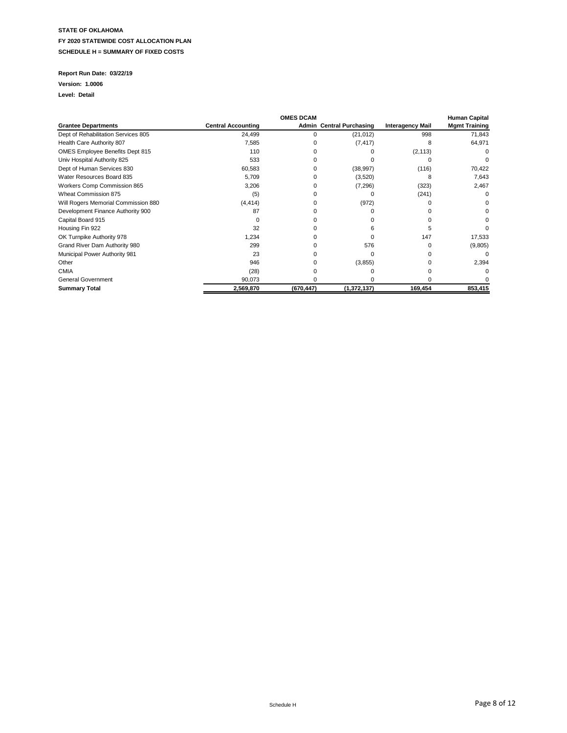**STATE OF OKLAHOMA**

**FY 2020 STATEWIDE COST ALLOCATION PLAN**

**SCHEDULE H = SUMMARY OF FIXED COSTS**

**Report Run Date: 03/22/19**

**Version: 1.0006**

**Level: Detail**

| | | OMES DCAM | | | Human Capital |
|---|---|---|---|---|---|
| **Grantee Departments** | **Central Accounting** | **Admin** | **Central Purchasing** | **Interagency Mail** | **Mgmt Training** |
| Dept of Rehabilitation Services 805 | 24,499 | 0 | (21,012) | 998 | 71,843 |
| Health Care Authority 807 | 7,585 | 0 | (7,417) | 8 | 64,971 |
| OMES Employee Benefits Dept 815 | 110 | 0 | 0 | (2,113) | 0 |
| Univ Hospital Authority 825 | 533 | 0 | 0 | 0 | 0 |
| Dept of Human Services 830 | 60,583 | 0 | (38,997) | (116) | 70,422 |
| Water Resources Board 835 | 5,709 | 0 | (3,520) | 8 | 7,643 |
| Workers Comp Commission 865 | 3,206 | 0 | (7,296) | (323) | 2,467 |
| Wheat Commission 875 | (5) | 0 | 0 | (241) | 0 |
| Will Rogers Memorial Commission 880 | (4,414) | 0 | (972) | 0 | 0 |
| Development Finance Authority 900 | 87 | 0 | 0 | 0 | 0 |
| Capital Board 915 | 0 | 0 | 0 | 0 | 0 |
| Housing Fin 922 | 32 | 0 | 6 | 5 | 0 |
| OK Turnpike Authority 978 | 1,234 | 0 | 0 | 147 | 17,533 |
| Grand River Dam Authority 980 | 299 | 0 | 576 | 0 | (9,805) |
| Municipal Power Authority 981 | 23 | 0 | 0 | 0 | 0 |
| Other | 946 | 0 | (3,855) | 0 | 2,394 |
| CMIA | (28) | 0 | 0 | 0 | 0 |
| General Government | 90,073 | 0 | 0 | 0 | 0 |
| **Summary Total** | **2,569,870** | **(670,447)** | **(1,372,137)** | **169,454** | **853,415** |

Schedule H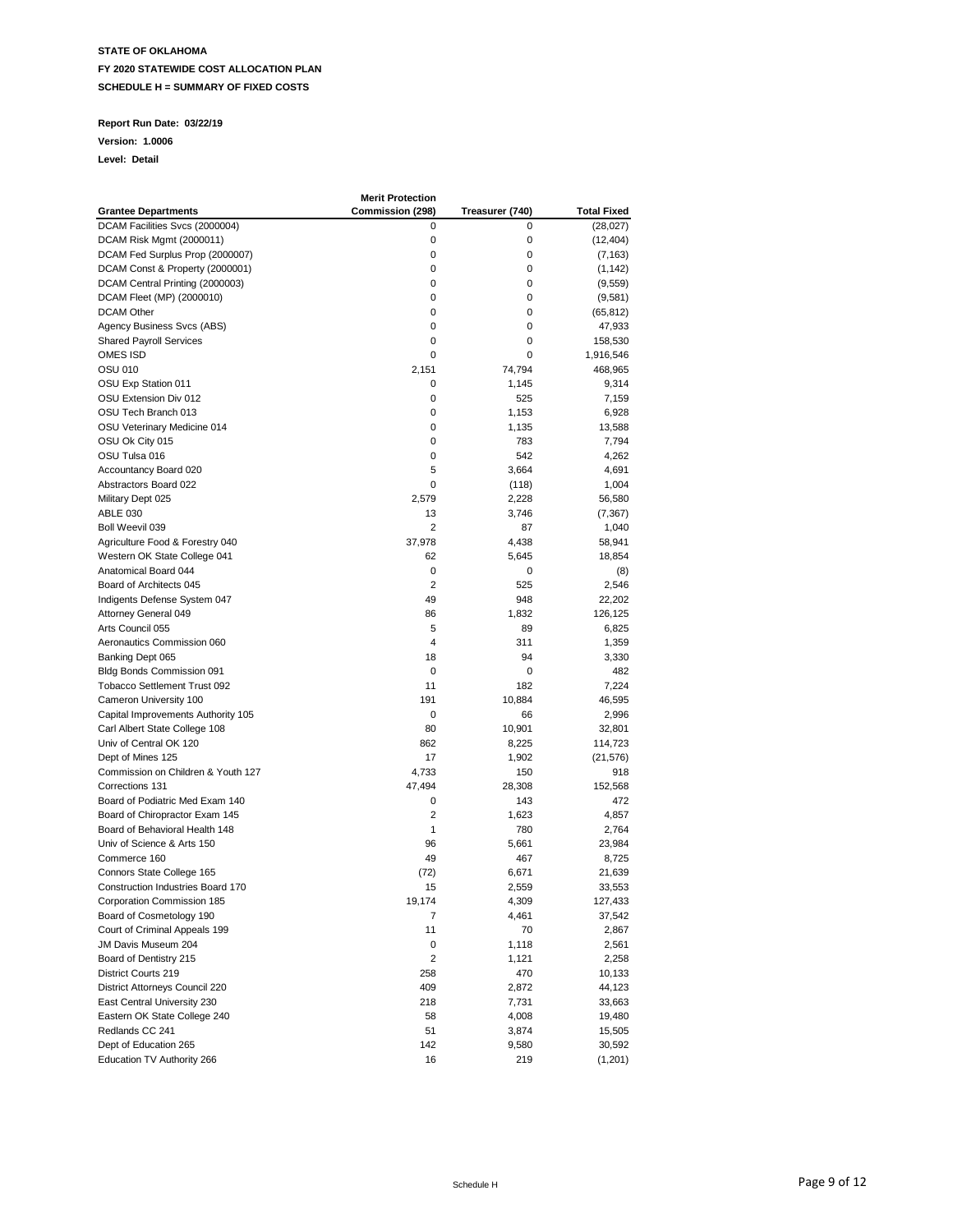**STATE OF OKLAHOMA**

**FY 2020 STATEWIDE COST ALLOCATION PLAN**

**SCHEDULE H = SUMMARY OF FIXED COSTS**

**Report Run Date: 03/22/19**

**Version: 1.0006**

**Level: Detail**

| Grantee Departments | Merit Protection Commission (298) | Treasurer (740) | Total Fixed |
|---|---|---|---|
| DCAM Facilities Svcs (2000004) | 0 | 0 | (28,027) |
| DCAM Risk Mgmt (2000011) | 0 | 0 | (12,404) |
| DCAM Fed Surplus Prop (2000007) | 0 | 0 | (7,163) |
| DCAM Const & Property (2000001) | 0 | 0 | (1,142) |
| DCAM Central Printing (2000003) | 0 | 0 | (9,559) |
| DCAM Fleet (MP) (2000010) | 0 | 0 | (9,581) |
| DCAM Other | 0 | 0 | (65,812) |
| Agency Business Svcs (ABS) | 0 | 0 | 47,933 |
| Shared Payroll Services | 0 | 0 | 158,530 |
| OMES ISD | 0 | 0 | 1,916,546 |
| OSU 010 | 2,151 | 74,794 | 468,965 |
| OSU Exp Station 011 | 0 | 1,145 | 9,314 |
| OSU Extension Div 012 | 0 | 525 | 7,159 |
| OSU Tech Branch 013 | 0 | 1,153 | 6,928 |
| OSU Veterinary Medicine 014 | 0 | 1,135 | 13,588 |
| OSU Ok City 015 | 0 | 783 | 7,794 |
| OSU Tulsa 016 | 0 | 542 | 4,262 |
| Accountancy Board 020 | 5 | 3,664 | 4,691 |
| Abstractors Board 022 | 0 | (118) | 1,004 |
| Military Dept 025 | 2,579 | 2,228 | 56,580 |
| ABLE 030 | 13 | 3,746 | (7,367) |
| Boll Weevil 039 | 2 | 87 | 1,040 |
| Agriculture Food & Forestry 040 | 37,978 | 4,438 | 58,941 |
| Western OK State College 041 | 62 | 5,645 | 18,854 |
| Anatomical Board 044 | 0 | 0 | (8) |
| Board of Architects 045 | 2 | 525 | 2,546 |
| Indigents Defense System 047 | 49 | 948 | 22,202 |
| Attorney General 049 | 86 | 1,832 | 126,125 |
| Arts Council 055 | 5 | 89 | 6,825 |
| Aeronautics Commission 060 | 4 | 311 | 1,359 |
| Banking Dept 065 | 18 | 94 | 3,330 |
| Bldg Bonds Commission 091 | 0 | 0 | 482 |
| Tobacco Settlement Trust 092 | 11 | 182 | 7,224 |
| Cameron University 100 | 191 | 10,884 | 46,595 |
| Capital Improvements Authority 105 | 0 | 66 | 2,996 |
| Carl Albert State College 108 | 80 | 10,901 | 32,801 |
| Univ of Central OK 120 | 862 | 8,225 | 114,723 |
| Dept of Mines 125 | 17 | 1,902 | (21,576) |
| Commission on Children & Youth 127 | 4,733 | 150 | 918 |
| Corrections 131 | 47,494 | 28,308 | 152,568 |
| Board of Podiatric Med Exam 140 | 0 | 143 | 472 |
| Board of Chiropractor Exam 145 | 2 | 1,623 | 4,857 |
| Board of Behavioral Health 148 | 1 | 780 | 2,764 |
| Univ of Science & Arts 150 | 96 | 5,661 | 23,984 |
| Commerce 160 | 49 | 467 | 8,725 |
| Connors State College 165 | (72) | 6,671 | 21,639 |
| Construction Industries Board 170 | 15 | 2,559 | 33,553 |
| Corporation Commission 185 | 19,174 | 4,309 | 127,433 |
| Board of Cosmetology 190 | 7 | 4,461 | 37,542 |
| Court of Criminal Appeals 199 | 11 | 70 | 2,867 |
| JM Davis Museum 204 | 0 | 1,118 | 2,561 |
| Board of Dentistry 215 | 2 | 1,121 | 2,258 |
| District Courts 219 | 258 | 470 | 10,133 |
| District Attorneys Council 220 | 409 | 2,872 | 44,123 |
| East Central University 230 | 218 | 7,731 | 33,663 |
| Eastern OK State College 240 | 58 | 4,008 | 19,480 |
| Redlands CC 241 | 51 | 3,874 | 15,505 |
| Dept of Education 265 | 142 | 9,580 | 30,592 |
| Education TV Authority 266 | 16 | 219 | (1,201) |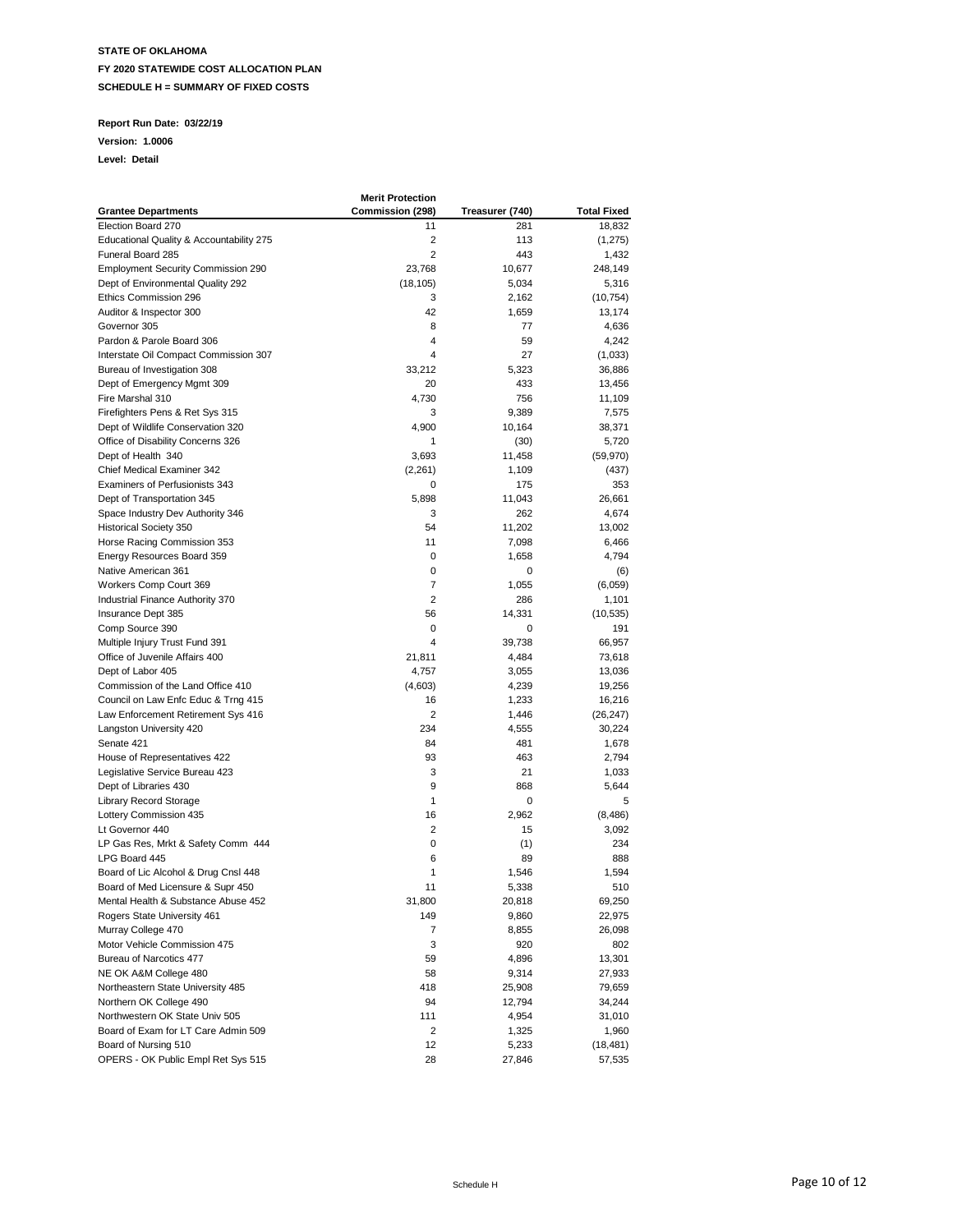**STATE OF OKLAHOMA**

**FY 2020 STATEWIDE COST ALLOCATION PLAN**

**SCHEDULE H = SUMMARY OF FIXED COSTS**

**Report Run Date: 03/22/19**

**Version: 1.0006**

**Level: Detail**

| Grantee Departments | Merit Protection Commission (298) | Treasurer (740) | Total Fixed |
|---|---|---|---|
| Election Board 270 | 11 | 281 | 18,832 |
| Educational Quality & Accountability 275 | 2 | 113 | (1,275) |
| Funeral Board 285 | 2 | 443 | 1,432 |
| Employment Security Commission 290 | 23,768 | 10,677 | 248,149 |
| Dept of Environmental Quality 292 | (18,105) | 5,034 | 5,316 |
| Ethics Commission 296 | 3 | 2,162 | (10,754) |
| Auditor & Inspector 300 | 42 | 1,659 | 13,174 |
| Governor 305 | 8 | 77 | 4,636 |
| Pardon & Parole Board 306 | 4 | 59 | 4,242 |
| Interstate Oil Compact Commission 307 | 4 | 27 | (1,033) |
| Bureau of Investigation 308 | 33,212 | 5,323 | 36,886 |
| Dept of Emergency Mgmt 309 | 20 | 433 | 13,456 |
| Fire Marshal 310 | 4,730 | 756 | 11,109 |
| Firefighters Pens & Ret Sys 315 | 3 | 9,389 | 7,575 |
| Dept of Wildlife Conservation 320 | 4,900 | 10,164 | 38,371 |
| Office of Disability Concerns 326 | 1 | (30) | 5,720 |
| Dept of Health 340 | 3,693 | 11,458 | (59,970) |
| Chief Medical Examiner 342 | (2,261) | 1,109 | (437) |
| Examiners of Perfusionists 343 | 0 | 175 | 353 |
| Dept of Transportation 345 | 5,898 | 11,043 | 26,661 |
| Space Industry Dev Authority 346 | 3 | 262 | 4,674 |
| Historical Society 350 | 54 | 11,202 | 13,002 |
| Horse Racing Commission 353 | 11 | 7,098 | 6,466 |
| Energy Resources Board 359 | 0 | 1,658 | 4,794 |
| Native American 361 | 0 | 0 | (6) |
| Workers Comp Court 369 | 7 | 1,055 | (6,059) |
| Industrial Finance Authority 370 | 2 | 286 | 1,101 |
| Insurance Dept 385 | 56 | 14,331 | (10,535) |
| Comp Source 390 | 0 | 0 | 191 |
| Multiple Injury Trust Fund 391 | 4 | 39,738 | 66,957 |
| Office of Juvenile Affairs 400 | 21,811 | 4,484 | 73,618 |
| Dept of Labor 405 | 4,757 | 3,055 | 13,036 |
| Commission of the Land Office 410 | (4,603) | 4,239 | 19,256 |
| Council on Law Enfc Educ & Trng 415 | 16 | 1,233 | 16,216 |
| Law Enforcement Retirement Sys 416 | 2 | 1,446 | (26,247) |
| Langston University 420 | 234 | 4,555 | 30,224 |
| Senate 421 | 84 | 481 | 1,678 |
| House of Representatives 422 | 93 | 463 | 2,794 |
| Legislative Service Bureau 423 | 3 | 21 | 1,033 |
| Dept of Libraries 430 | 9 | 868 | 5,644 |
| Library Record Storage | 1 | 0 | 5 |
| Lottery Commission 435 | 16 | 2,962 | (8,486) |
| Lt Governor 440 | 2 | 15 | 3,092 |
| LP Gas Res, Mrkt & Safety Comm 444 | 0 | (1) | 234 |
| LPG Board 445 | 6 | 89 | 888 |
| Board of Lic Alcohol & Drug Cnsl 448 | 1 | 1,546 | 1,594 |
| Board of Med Licensure & Supr 450 | 11 | 5,338 | 510 |
| Mental Health & Substance Abuse 452 | 31,800 | 20,818 | 69,250 |
| Rogers State University 461 | 149 | 9,860 | 22,975 |
| Murray College 470 | 7 | 8,855 | 26,098 |
| Motor Vehicle Commission 475 | 3 | 920 | 802 |
| Bureau of Narcotics 477 | 59 | 4,896 | 13,301 |
| NE OK A&M College 480 | 58 | 9,314 | 27,933 |
| Northeastern State University 485 | 418 | 25,908 | 79,659 |
| Northern OK College 490 | 94 | 12,794 | 34,244 |
| Northwestern OK State Univ 505 | 111 | 4,954 | 31,010 |
| Board of Exam for LT Care Admin 509 | 2 | 1,325 | 1,960 |
| Board of Nursing 510 | 12 | 5,233 | (18,481) |
| OPERS - OK Public Empl Ret Sys 515 | 28 | 27,846 | 57,535 |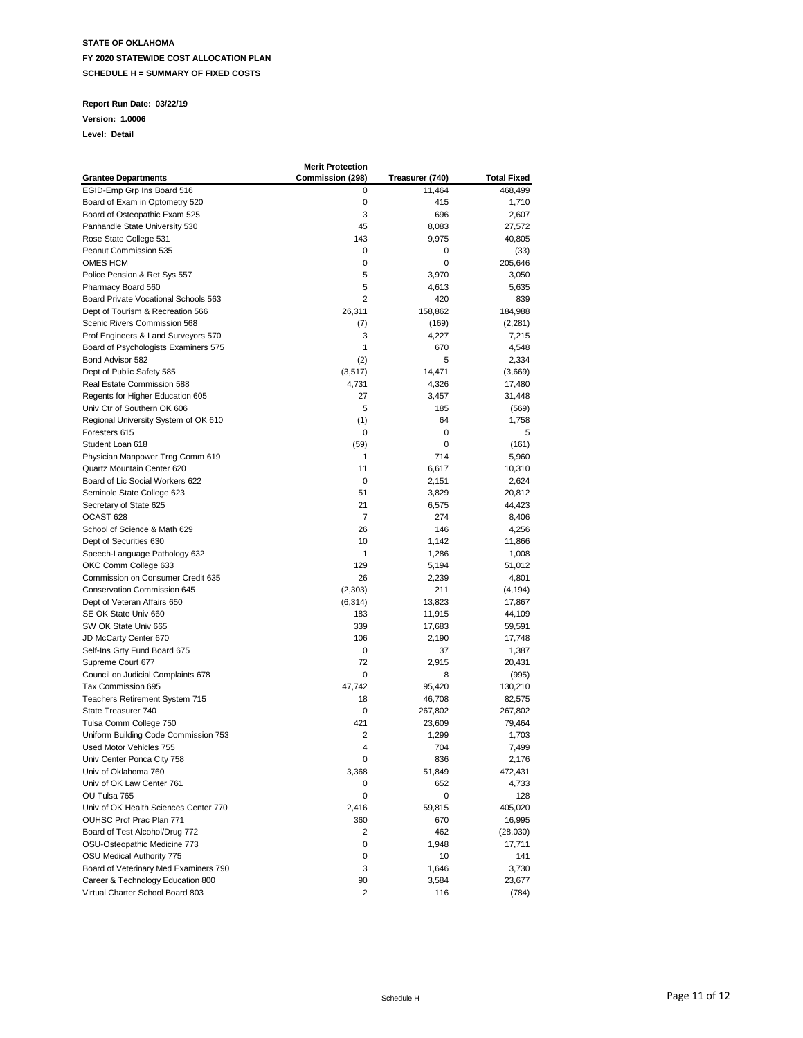**STATE OF OKLAHOMA**

**FY 2020 STATEWIDE COST ALLOCATION PLAN**

**SCHEDULE H = SUMMARY OF FIXED COSTS**

**Report Run Date: 03/22/19**

**Version: 1.0006**

**Level: Detail**

| Grantee Departments | Merit Protection Commission (298) | Treasurer (740) | Total Fixed |
|---|---|---|---|
| EGID-Emp Grp Ins Board 516 | 0 | 11,464 | 468,499 |
| Board of Exam in Optometry 520 | 0 | 415 | 1,710 |
| Board of Osteopathic Exam 525 | 3 | 696 | 2,607 |
| Panhandle State University 530 | 45 | 8,083 | 27,572 |
| Rose State College 531 | 143 | 9,975 | 40,805 |
| Peanut Commission 535 | 0 | 0 | (33) |
| OMES HCM | 0 | 0 | 205,646 |
| Police Pension & Ret Sys 557 | 5 | 3,970 | 3,050 |
| Pharmacy Board 560 | 5 | 4,613 | 5,635 |
| Board Private Vocational Schools 563 | 2 | 420 | 839 |
| Dept of Tourism & Recreation 566 | 26,311 | 158,862 | 184,988 |
| Scenic Rivers Commission 568 | (7) | (169) | (2,281) |
| Prof Engineers & Land Surveyors 570 | 3 | 4,227 | 7,215 |
| Board of Psychologists Examiners 575 | 1 | 670 | 4,548 |
| Bond Advisor 582 | (2) | 5 | 2,334 |
| Dept of Public Safety 585 | (3,517) | 14,471 | (3,669) |
| Real Estate Commission 588 | 4,731 | 4,326 | 17,480 |
| Regents for Higher Education 605 | 27 | 3,457 | 31,448 |
| Univ Ctr of Southern OK 606 | 5 | 185 | (569) |
| Regional University System of OK 610 | (1) | 64 | 1,758 |
| Foresters 615 | 0 | 0 | 5 |
| Student Loan 618 | (59) | 0 | (161) |
| Physician Manpower Trng Comm 619 | 1 | 714 | 5,960 |
| Quartz Mountain Center 620 | 11 | 6,617 | 10,310 |
| Board of Lic Social Workers 622 | 0 | 2,151 | 2,624 |
| Seminole State College 623 | 51 | 3,829 | 20,812 |
| Secretary of State 625 | 21 | 6,575 | 44,423 |
| OCAST 628 | 7 | 274 | 8,406 |
| School of Science & Math 629 | 26 | 146 | 4,256 |
| Dept of Securities 630 | 10 | 1,142 | 11,866 |
| Speech-Language Pathology 632 | 1 | 1,286 | 1,008 |
| OKC Comm College 633 | 129 | 5,194 | 51,012 |
| Commission on Consumer Credit 635 | 26 | 2,239 | 4,801 |
| Conservation Commission 645 | (2,303) | 211 | (4,194) |
| Dept of Veteran Affairs 650 | (6,314) | 13,823 | 17,867 |
| SE OK State Univ 660 | 183 | 11,915 | 44,109 |
| SW OK State Univ 665 | 339 | 17,683 | 59,591 |
| JD McCarty Center 670 | 106 | 2,190 | 17,748 |
| Self-Ins Grty Fund Board 675 | 0 | 37 | 1,387 |
| Supreme Court 677 | 72 | 2,915 | 20,431 |
| Council on Judicial Complaints 678 | 0 | 8 | (995) |
| Tax Commission 695 | 47,742 | 95,420 | 130,210 |
| Teachers Retirement System 715 | 18 | 46,708 | 82,575 |
| State Treasurer 740 | 0 | 267,802 | 267,802 |
| Tulsa Comm College 750 | 421 | 23,609 | 79,464 |
| Uniform Building Code Commission 753 | 2 | 1,299 | 1,703 |
| Used Motor Vehicles 755 | 4 | 704 | 7,499 |
| Univ Center Ponca City 758 | 0 | 836 | 2,176 |
| Univ of Oklahoma 760 | 3,368 | 51,849 | 472,431 |
| Univ of OK Law Center 761 | 0 | 652 | 4,733 |
| OU Tulsa 765 | 0 | 0 | 128 |
| Univ of OK Health Sciences Center 770 | 2,416 | 59,815 | 405,020 |
| OUHSC Prof Prac Plan 771 | 360 | 670 | 16,995 |
| Board of Test Alcohol/Drug 772 | 2 | 462 | (28,030) |
| OSU-Osteopathic Medicine 773 | 0 | 1,948 | 17,711 |
| OSU Medical Authority 775 | 0 | 10 | 141 |
| Board of Veterinary Med Examiners 790 | 3 | 1,646 | 3,730 |
| Career & Technology Education 800 | 90 | 3,584 | 23,677 |
| Virtual Charter School Board 803 | 2 | 116 | (784) |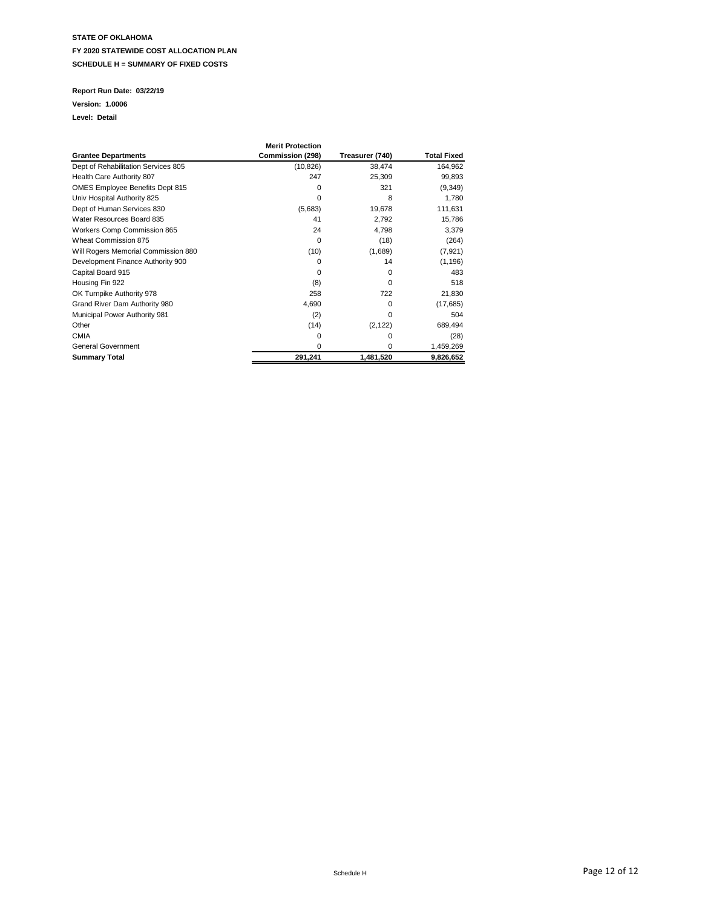**STATE OF OKLAHOMA**

**FY 2020 STATEWIDE COST ALLOCATION PLAN**

**SCHEDULE H = SUMMARY OF FIXED COSTS**

**Report Run Date: 03/22/19**

**Version: 1.0006**

**Level: Detail**

| Grantee Departments | Merit Protection Commission (298) | Treasurer (740) | Total Fixed |
|---|---|---|---|
| Dept of Rehabilitation Services 805 | (10,826) | 38,474 | 164,962 |
| Health Care Authority 807 | 247 | 25,309 | 99,893 |
| OMES Employee Benefits Dept 815 | 0 | 321 | (9,349) |
| Univ Hospital Authority 825 | 0 | 8 | 1,780 |
| Dept of Human Services 830 | (5,683) | 19,678 | 111,631 |
| Water Resources Board 835 | 41 | 2,792 | 15,786 |
| Workers Comp Commission 865 | 24 | 4,798 | 3,379 |
| Wheat Commission 875 | 0 | (18) | (264) |
| Will Rogers Memorial Commission 880 | (10) | (1,689) | (7,921) |
| Development Finance Authority 900 | 0 | 14 | (1,196) |
| Capital Board 915 | 0 | 0 | 483 |
| Housing Fin 922 | (8) | 0 | 518 |
| OK Turnpike Authority 978 | 258 | 722 | 21,830 |
| Grand River Dam Authority 980 | 4,690 | 0 | (17,685) |
| Municipal Power Authority 981 | (2) | 0 | 504 |
| Other | (14) | (2,122) | 689,494 |
| CMIA | 0 | 0 | (28) |
| General Government | 0 | 0 | 1,459,269 |
| **Summary Total** | **291,241** | **1,481,520** | **9,826,652** |

Schedule H